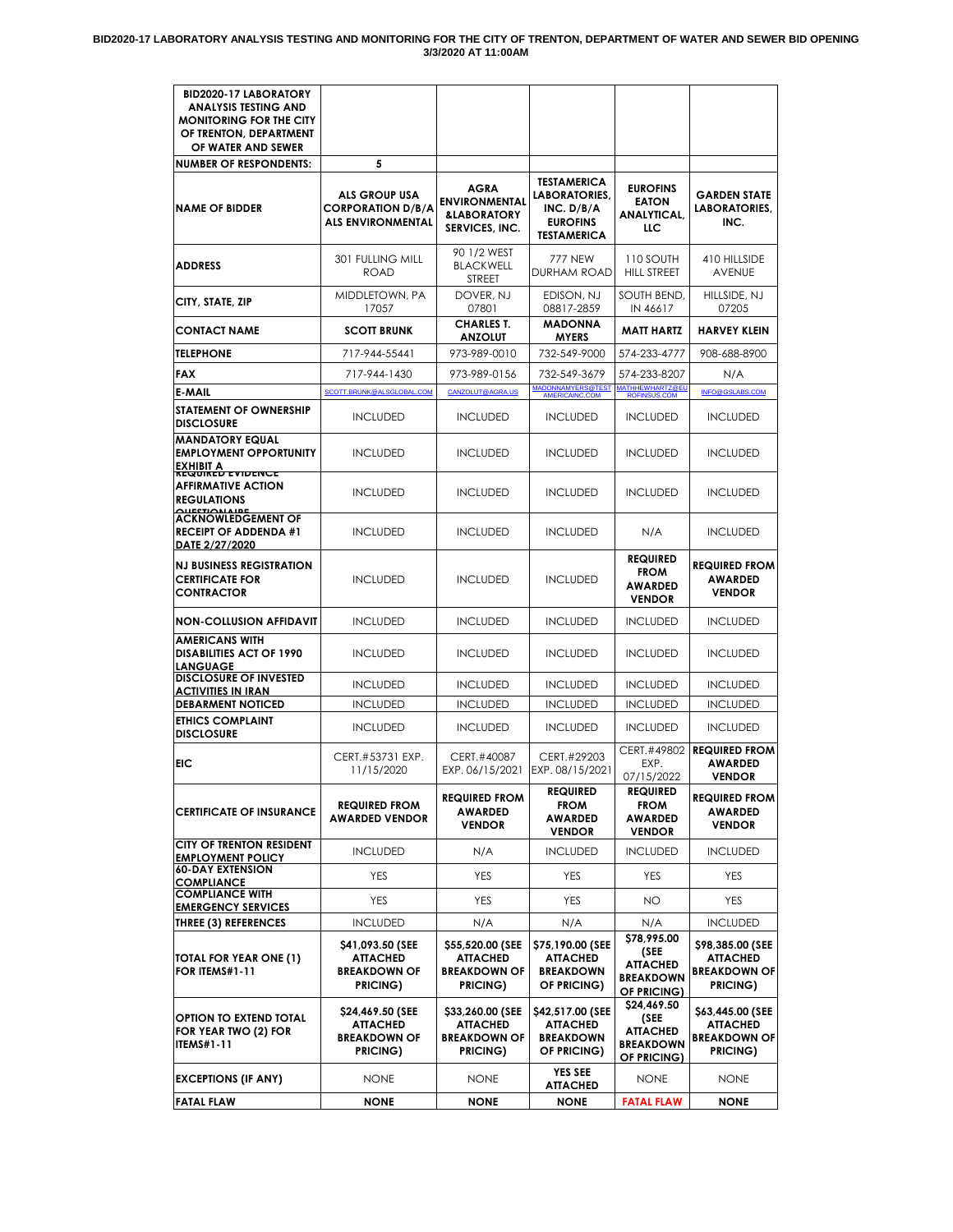# BID2020-17 LABORATORY ANALYSIS TESTING AND MONITORING FOR THE CITY OF TRENTON, DEPARTMENT OF WATER AND SEWER BID OPENING 3/3/2020 AT 11:00AM

| BID2020-17 LABORATORY ANALYSIS TESTING AND MONITORING FOR THE CITY OF TRENTON, DEPARTMENT OF WATER AND SEWER | | | | | |
|---|---|---|---|---|---|
| NUMBER OF RESPONDENTS: | 5 | | | | |
| NAME OF BIDDER | ALS GROUP USA CORPORATION D/B/A ALS ENVIRONMENTAL | AGRA ENVIRONMENTAL &LABORATORY SERVICES, INC. | TESTAMERICA LABORATORIES, INC. D/B/A EUROFINS TESTAMERICA | EUROFINS EATON ANALYTICAL, LLC | GARDEN STATE LABORATORIES, INC. |
| ADDRESS | 301 FULLING MILL ROAD | 90 1/2 WEST BLACKWELL STREET | 777 NEW DURHAM ROAD | 110 SOUTH HILL STREET | 410 HILLSIDE AVENUE |
| CITY, STATE, ZIP | MIDDLETOWN, PA 17057 | DOVER, NJ 07801 | EDISON, NJ 08817-2859 | SOUTH BEND, IN 46617 | HILLSIDE, NJ 07205 |
| CONTACT NAME | SCOTT BRUNK | CHARLES T. ANZOLUT | MADONNA MYERS | MATT HARTZ | HARVEY KLEIN |
| TELEPHONE | 717-944-55441 | 973-989-0010 | 732-549-9000 | 574-233-4777 | 908-688-8900 |
| FAX | 717-944-1430 | 973-989-0156 | 732-549-3679 | 574-233-8207 | N/A |
| E-MAIL | SCOTT.BRUNK@ALSGLOBAL.COM | CANZOLUT@AGRA.US | MADONNAMYERS@TESTAMERICAINC.COM | MATHHEWHARTZ@EUROFINSUS.COM | INFO@GSLABS.COM |
| STATEMENT OF OWNERSHIP DISCLOSURE | INCLUDED | INCLUDED | INCLUDED | INCLUDED | INCLUDED |
| MANDATORY EQUAL EMPLOYMENT OPPORTUNITY EXHIBIT A | INCLUDED | INCLUDED | INCLUDED | INCLUDED | INCLUDED |
| REQUIRED EVIDENCE AFFIRMATIVE ACTION REGULATIONS QUESTIONAIRE | INCLUDED | INCLUDED | INCLUDED | INCLUDED | INCLUDED |
| ACKNOWLEDGEMENT OF RECEIPT OF ADDENDA #1 DATE 2/27/2020 | INCLUDED | INCLUDED | INCLUDED | N/A | INCLUDED |
| NJ BUSINESS REGISTRATION CERTIFICATE FOR CONTRACTOR | INCLUDED | INCLUDED | INCLUDED | REQUIRED FROM AWARDED VENDOR | REQUIRED FROM AWARDED VENDOR |
| NON-COLLUSION AFFIDAVIT | INCLUDED | INCLUDED | INCLUDED | INCLUDED | INCLUDED |
| AMERICANS WITH DISABILITIES ACT OF 1990 LANGUAGE | INCLUDED | INCLUDED | INCLUDED | INCLUDED | INCLUDED |
| DISCLOSURE OF INVESTED ACTIVITIES IN IRAN | INCLUDED | INCLUDED | INCLUDED | INCLUDED | INCLUDED |
| DEBARMENT NOTICED | INCLUDED | INCLUDED | INCLUDED | INCLUDED | INCLUDED |
| ETHICS COMPLAINT DISCLOSURE | INCLUDED | INCLUDED | INCLUDED | INCLUDED | INCLUDED |
| EIC | CERT.#53731 EXP. 11/15/2020 | CERT.#40087 EXP. 06/15/2021 | CERT.#29203 EXP. 08/15/2021 | CERT.#49802 EXP. 07/15/2022 | REQUIRED FROM AWARDED VENDOR |
| CERTIFICATE OF INSURANCE | REQUIRED FROM AWARDED VENDOR | REQUIRED FROM AWARDED VENDOR | REQUIRED FROM AWARDED VENDOR | REQUIRED FROM AWARDED VENDOR | REQUIRED FROM AWARDED VENDOR |
| CITY OF TRENTON RESIDENT EMPLOYMENT POLICY | INCLUDED | N/A | INCLUDED | INCLUDED | INCLUDED |
| 60-DAY EXTENSION COMPLIANCE | YES | YES | YES | YES | YES |
| COMPLIANCE WITH EMERGENCY SERVICES | YES | YES | YES | NO | YES |
| THREE (3) REFERENCES | INCLUDED | N/A | N/A | N/A | INCLUDED |
| TOTAL FOR YEAR ONE (1) FOR ITEMS#1-11 | $41,093.50 (SEE ATTACHED BREAKDOWN OF PRICING) | $55,520.00 (SEE ATTACHED BREAKDOWN OF PRICING) | $75,190.00 (SEE ATTACHED BREAKDOWN OF PRICING) | $78,995.00 (SEE ATTACHED BREAKDOWN OF PRICING) | $98,385.00 (SEE ATTACHED BREAKDOWN OF PRICING) |
| OPTION TO EXTEND TOTAL FOR YEAR TWO (2) FOR ITEMS#1-11 | $24,469.50 (SEE ATTACHED BREAKDOWN OF PRICING) | $33,260.00 (SEE ATTACHED BREAKDOWN OF PRICING) | $42,517.00 (SEE ATTACHED BREAKDOWN OF PRICING) | $24,469.50 (SEE ATTACHED BREAKDOWN OF PRICING) | $63,445.00 (SEE ATTACHED BREAKDOWN OF PRICING) |
| EXCEPTIONS (IF ANY) | NONE | NONE | YES SEE ATTACHED | NONE | NONE |
| FATAL FLAW | NONE | NONE | NONE | FATAL FLAW | NONE |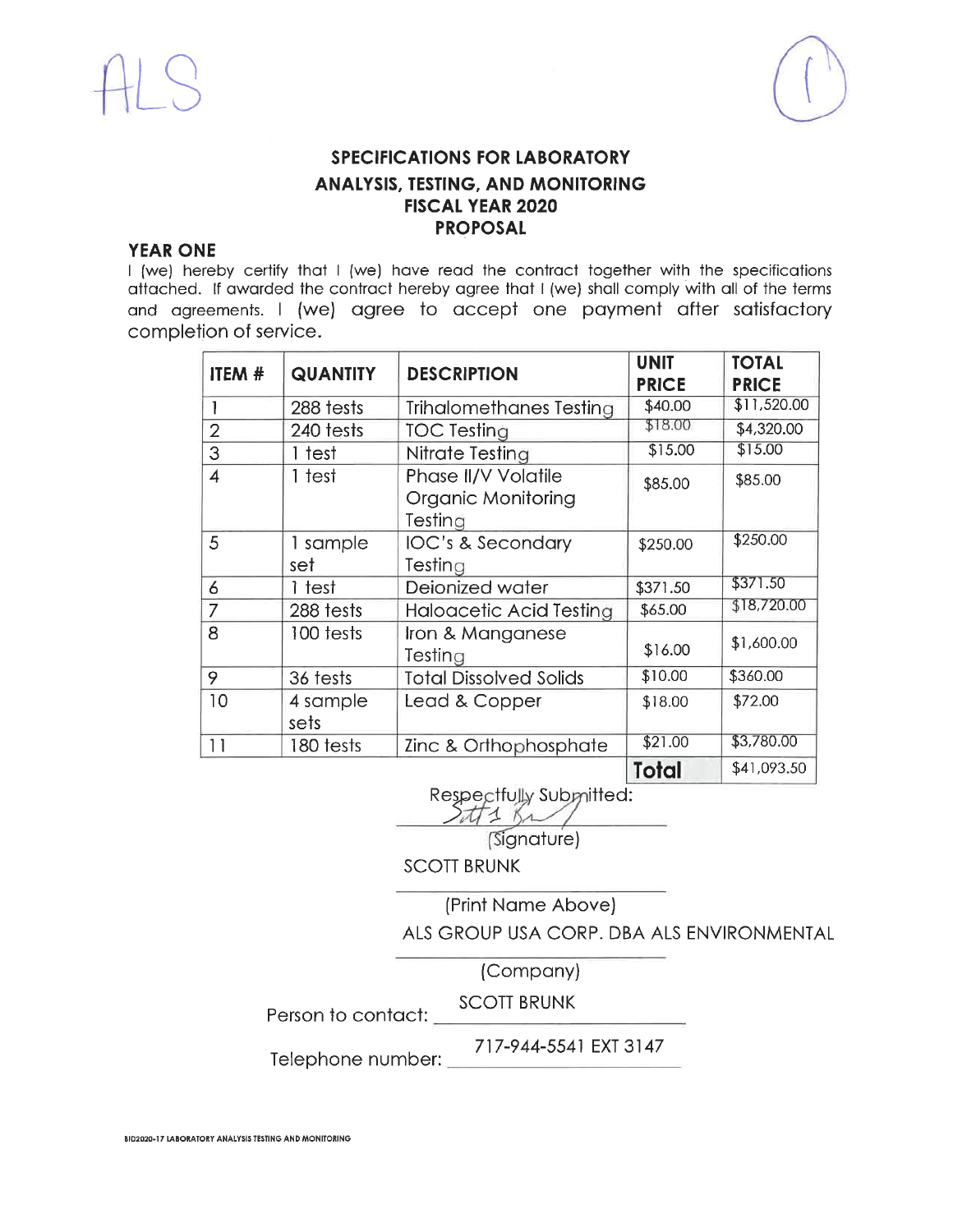ALS

(1)

## SPECIFICATIONS FOR LABORATORY ANALYSIS, TESTING, AND MONITORING FISCAL YEAR 2020 PROPOSAL

### YEAR ONE

I (we) hereby certify that I (we) have read the contract together with the specifications attached. If awarded the contract hereby agree that I (we) shall comply with all of the terms and agreements. I (we) agree to accept one payment after satisfactory completion of service.

| ITEM # | QUANTITY | DESCRIPTION | UNIT PRICE | TOTAL PRICE |
|---|---|---|---|---|
| 1 | 288 tests | Trihalomethanes Testing | $40.00 | $11,520.00 |
| 2 | 240 tests | TOC Testing | $18.00 | $4,320.00 |
| 3 | 1 test | Nitrate Testing | $15.00 | $15.00 |
| 4 | 1 test | Phase II/V Volatile Organic Monitoring Testing | $85.00 | $85.00 |
| 5 | 1 sample set | IOC's & Secondary Testing | $250.00 | $250.00 |
| 6 | 1 test | Deionized water | $371.50 | $371.50 |
| 7 | 288 tests | Haloacetic Acid Testing | $65.00 | $18,720.00 |
| 8 | 100 tests | Iron & Manganese Testing | $16.00 | $1,600.00 |
| 9 | 36 tests | Total Dissolved Solids | $10.00 | $360.00 |
| 10 | 4 sample sets | Lead & Copper | $18.00 | $72.00 |
| 11 | 180 tests | Zinc & Orthophosphate | $21.00 | $3,780.00 |
| | | | **Total** | $41,093.50 |

Respectfully Submitted:

(Signature)

SCOTT BRUNK

(Print Name Above)

ALS GROUP USA CORP. DBA ALS ENVIRONMENTAL

(Company)

Person to contact: SCOTT BRUNK

Telephone number: 717-944-5541 EXT 3147

BID2020-17 LABORATORY ANALYSIS TESTING AND MONITORING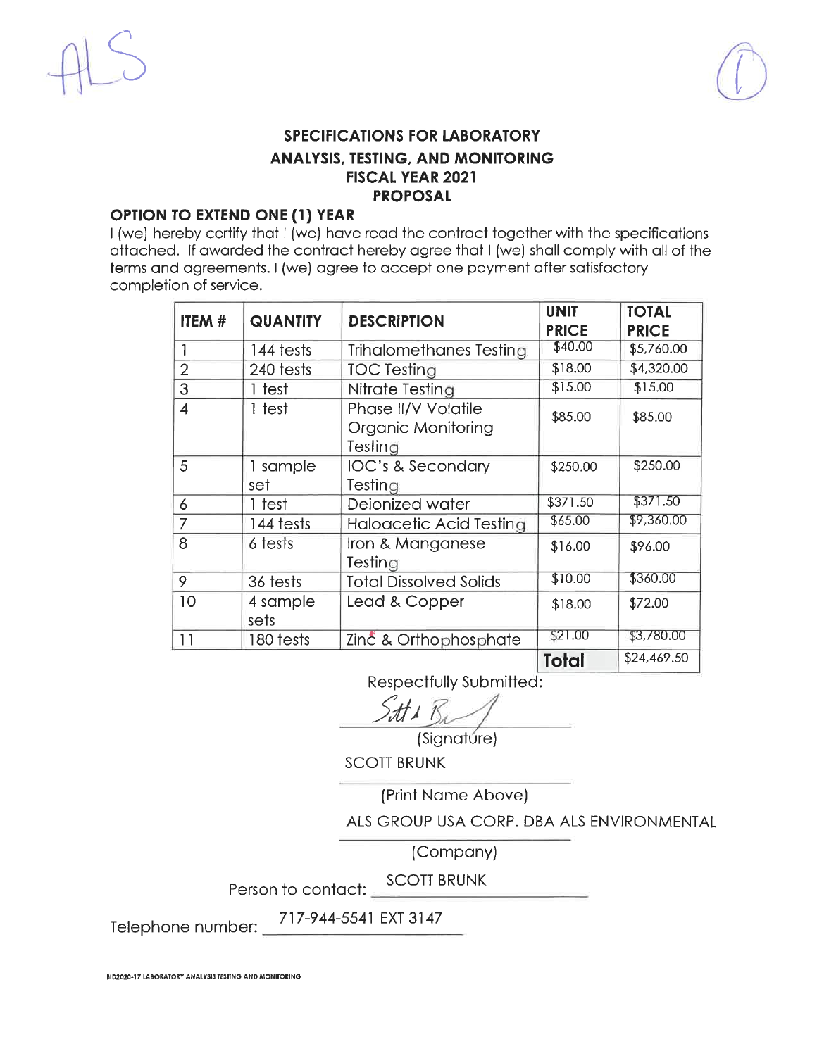ALS

(1)

## SPECIFICATIONS FOR LABORATORY ANALYSIS, TESTING, AND MONITORING FISCAL YEAR 2021 PROPOSAL

### OPTION TO EXTEND ONE (1) YEAR

I (we) hereby certify that I (we) have read the contract together with the specifications attached. If awarded the contract hereby agree that I (we) shall comply with all of the terms and agreements. I (we) agree to accept one payment after satisfactory completion of service.

| ITEM # | QUANTITY | DESCRIPTION | UNIT PRICE | TOTAL PRICE |
|---|---|---|---|---|
| 1 | 144 tests | Trihalomethanes Testing | $40.00 | $5,760.00 |
| 2 | 240 tests | TOC Testing | $18.00 | $4,320.00 |
| 3 | 1 test | Nitrate Testing | $15.00 | $15.00 |
| 4 | 1 test | Phase II/V Volatile Organic Monitoring Testing | $85.00 | $85.00 |
| 5 | 1 sample set | IOC's & Secondary Testing | $250.00 | $250.00 |
| 6 | 1 test | Deionized water | $371.50 | $371.50 |
| 7 | 144 tests | Haloacetic Acid Testing | $65.00 | $9,360.00 |
| 8 | 6 tests | Iron & Manganese Testing | $16.00 | $96.00 |
| 9 | 36 tests | Total Dissolved Solids | $10.00 | $360.00 |
| 10 | 4 sample sets | Lead & Copper | $18.00 | $72.00 |
| 11 | 180 tests | Zinc & Orthophosphate | $21.00 | $3,780.00 |
| | | | **Total** | $24,469.50 |

Respectfully Submitted:

[Signature]

(Signature)

SCOTT BRUNK

(Print Name Above)

ALS GROUP USA CORP. DBA ALS ENVIRONMENTAL

(Company)

Person to contact: SCOTT BRUNK

Telephone number: 717-944-5541 EXT 3147

BID2020-17 LABORATORY ANALYSIS TESTING AND MONITORING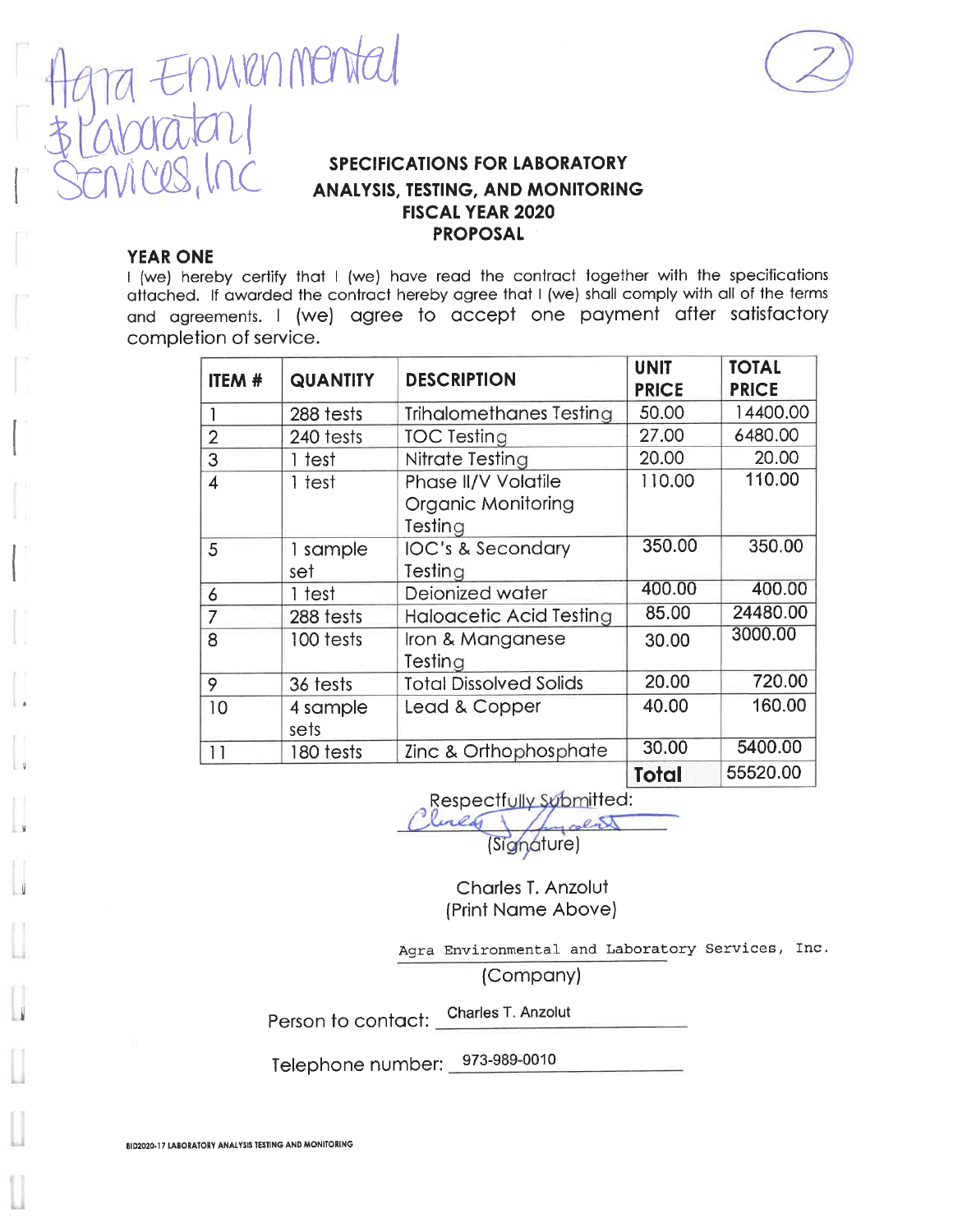Agra Environmental & Laboratory Services, Inc

(2)

## SPECIFICATIONS FOR LABORATORY ANALYSIS, TESTING, AND MONITORING FISCAL YEAR 2020 PROPOSAL

**YEAR ONE**

I (we) hereby certify that I (we) have read the contract together with the specifications attached. If awarded the contract hereby agree that I (we) shall comply with all of the terms and agreements. I (we) agree to accept one payment after satisfactory completion of service.

| ITEM # | QUANTITY | DESCRIPTION | UNIT PRICE | TOTAL PRICE |
|---|---|---|---|---|
| 1 | 288 tests | Trihalomethanes Testing | 50.00 | 14400.00 |
| 2 | 240 tests | TOC Testing | 27.00 | 6480.00 |
| 3 | 1 test | Nitrate Testing | 20.00 | 20.00 |
| 4 | 1 test | Phase II/V Volatile Organic Monitoring Testing | 110.00 | 110.00 |
| 5 | 1 sample set | IOC's & Secondary Testing | 350.00 | 350.00 |
| 6 | 1 test | Deionized water | 400.00 | 400.00 |
| 7 | 288 tests | Haloacetic Acid Testing | 85.00 | 24480.00 |
| 8 | 100 tests | Iron & Manganese Testing | 30.00 | 3000.00 |
| 9 | 36 tests | Total Dissolved Solids | 20.00 | 720.00 |
| 10 | 4 sample sets | Lead & Copper | 40.00 | 160.00 |
| 11 | 180 tests | Zinc & Orthophosphate | 30.00 | 5400.00 |
| | | | **Total** | 55520.00 |

Respectfully Submitted:

Charles T. Anzolut
(Signature)

Charles T. Anzolut
(Print Name Above)

Agra Environmental and Laboratory Services, Inc.
(Company)

Person to contact: Charles T. Anzolut

Telephone number: 973-989-0010

BID2020-17 LABORATORY ANALYSIS TESTING AND MONITORING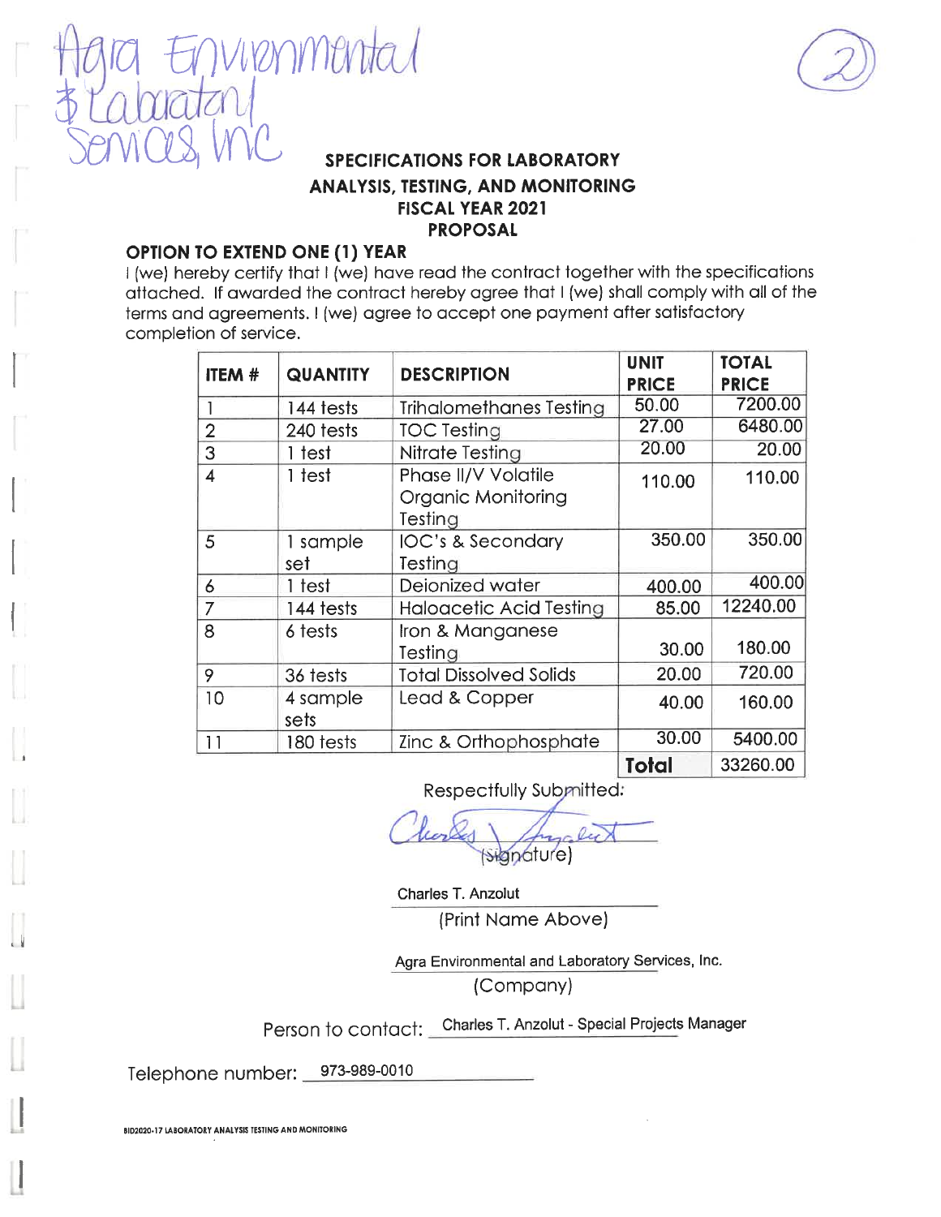Agra Environmental & Laboratory Services, Inc

(2)

## SPECIFICATIONS FOR LABORATORY ANALYSIS, TESTING, AND MONITORING FISCAL YEAR 2021 PROPOSAL

### OPTION TO EXTEND ONE (1) YEAR

I (we) hereby certify that I (we) have read the contract together with the specifications attached. If awarded the contract hereby agree that I (we) shall comply with all of the terms and agreements. I (we) agree to accept one payment after satisfactory completion of service.

| ITEM # | QUANTITY | DESCRIPTION | UNIT PRICE | TOTAL PRICE |
|---|---|---|---|---|
| 1 | 144 tests | Trihalomethanes Testing | 50.00 | 7200.00 |
| 2 | 240 tests | TOC Testing | 27.00 | 6480.00 |
| 3 | 1 test | Nitrate Testing | 20.00 | 20.00 |
| 4 | 1 test | Phase II/V Volatile Organic Monitoring Testing | 110.00 | 110.00 |
| 5 | 1 sample set | IOC's & Secondary Testing | 350.00 | 350.00 |
| 6 | 1 test | Deionized water | 400.00 | 400.00 |
| 7 | 144 tests | Haloacetic Acid Testing | 85.00 | 12240.00 |
| 8 | 6 tests | Iron & Manganese Testing | 30.00 | 180.00 |
| 9 | 36 tests | Total Dissolved Solids | 20.00 | 720.00 |
| 10 | 4 sample sets | Lead & Copper | 40.00 | 160.00 |
| 11 | 180 tests | Zinc & Orthophosphate | 30.00 | 5400.00 |
| | | | **Total** | 33260.00 |

Respectfully Submitted:

Charles T. Anzolut
(Signature)

Charles T. Anzolut
(Print Name Above)

Agra Environmental and Laboratory Services, Inc.
(Company)

Person to contact: Charles T. Anzolut - Special Projects Manager

Telephone number: 973-989-0010

BID2020-17 LABORATORY ANALYSIS TESTING AND MONITORING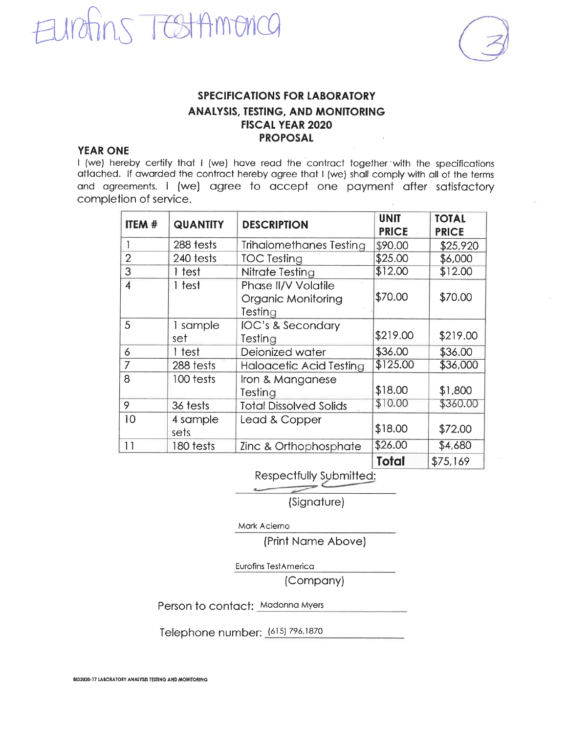Eurofins TestAmerica

(3)

**SPECIFICATIONS FOR LABORATORY ANALYSIS, TESTING, AND MONITORING FISCAL YEAR 2020 PROPOSAL**

**YEAR ONE**

I (we) hereby certify that I (we) have read the contract together with the specifications attached. If awarded the contract hereby agree that I (we) shall comply with all of the terms and agreements. I (we) agree to accept one payment after satisfactory completion of service.

| ITEM # | QUANTITY | DESCRIPTION | UNIT PRICE | TOTAL PRICE |
|---|---|---|---|---|
| 1 | 288 tests | Trihalomethanes Testing | $90.00 | $25,920 |
| 2 | 240 tests | TOC Testing | $25.00 | $6,000 |
| 3 | 1 test | Nitrate Testing | $12.00 | $12.00 |
| 4 | 1 test | Phase II/V Volatile Organic Monitoring Testing | $70.00 | $70.00 |
| 5 | 1 sample set | IOC's & Secondary Testing | $219.00 | $219.00 |
| 6 | 1 test | Deionized water | $36.00 | $36.00 |
| 7 | 288 tests | Haloacetic Acid Testing | $125.00 | $36,000 |
| 8 | 100 tests | Iron & Manganese Testing | $18.00 | $1,800 |
| 9 | 36 tests | Total Dissolved Solids | $10.00 | $360.00 |
| 10 | 4 sample sets | Lead & Copper | $18.00 | $72.00 |
| 11 | 180 tests | Zinc & Orthophosphate | $26.00 | $4,680 |
| | | | **Total** | $75,169 |

Respectfully Submitted:

(Signature)

Mark Acierno

(Print Name Above)

Eurofins TestAmerica

(Company)

Person to contact: Madonna Myers

Telephone number: (615) 796.1870

BID2020-17 LABORATORY ANALYSIS TESTING AND MONITORING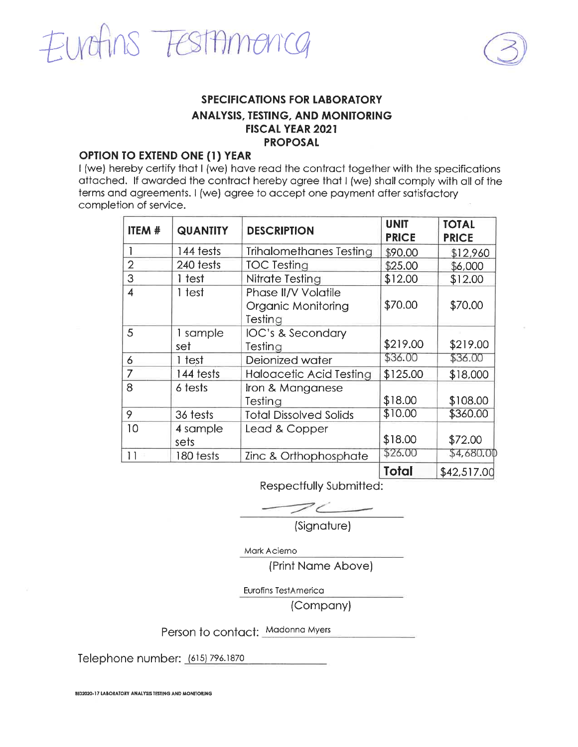Eurofins TestAmerica

(3)

## SPECIFICATIONS FOR LABORATORY ANALYSIS, TESTING, AND MONITORING FISCAL YEAR 2021 PROPOSAL

### OPTION TO EXTEND ONE (1) YEAR

I (we) hereby certify that I (we) have read the contract together with the specifications attached. If awarded the contract hereby agree that I (we) shall comply with all of the terms and agreements. I (we) agree to accept one payment after satisfactory completion of service.

| ITEM # | QUANTITY | DESCRIPTION | UNIT PRICE | TOTAL PRICE |
|---|---|---|---|---|
| 1 | 144 tests | Trihalomethanes Testing | $90.00 | $12,960 |
| 2 | 240 tests | TOC Testing | $25.00 | $6,000 |
| 3 | 1 test | Nitrate Testing | $12.00 | $12.00 |
| 4 | 1 test | Phase II/V Volatile Organic Monitoring Testing | $70.00 | $70.00 |
| 5 | 1 sample set | IOC's & Secondary Testing | $219.00 | $219.00 |
| 6 | 1 test | Deionized water | $36.00 | $36.00 |
| 7 | 144 tests | Haloacetic Acid Testing | $125.00 | $18,000 |
| 8 | 6 tests | Iron & Manganese Testing | $18.00 | $108.00 |
| 9 | 36 tests | Total Dissolved Solids | $10.00 | $360.00 |
| 10 | 4 sample sets | Lead & Copper | $18.00 | $72.00 |
| 11 | 180 tests | Zinc & Orthophosphate | $26.00 | $4,680.00 |
| | | | **Total** | $42,517.00 |

Respectfully Submitted:

(Signature)

Mark Acierno
(Print Name Above)

Eurofins TestAmerica
(Company)

Person to contact: Madonna Myers

Telephone number: (615) 796.1870

BID2020-17 LABORATORY ANALYSIS TESTING AND MONITORING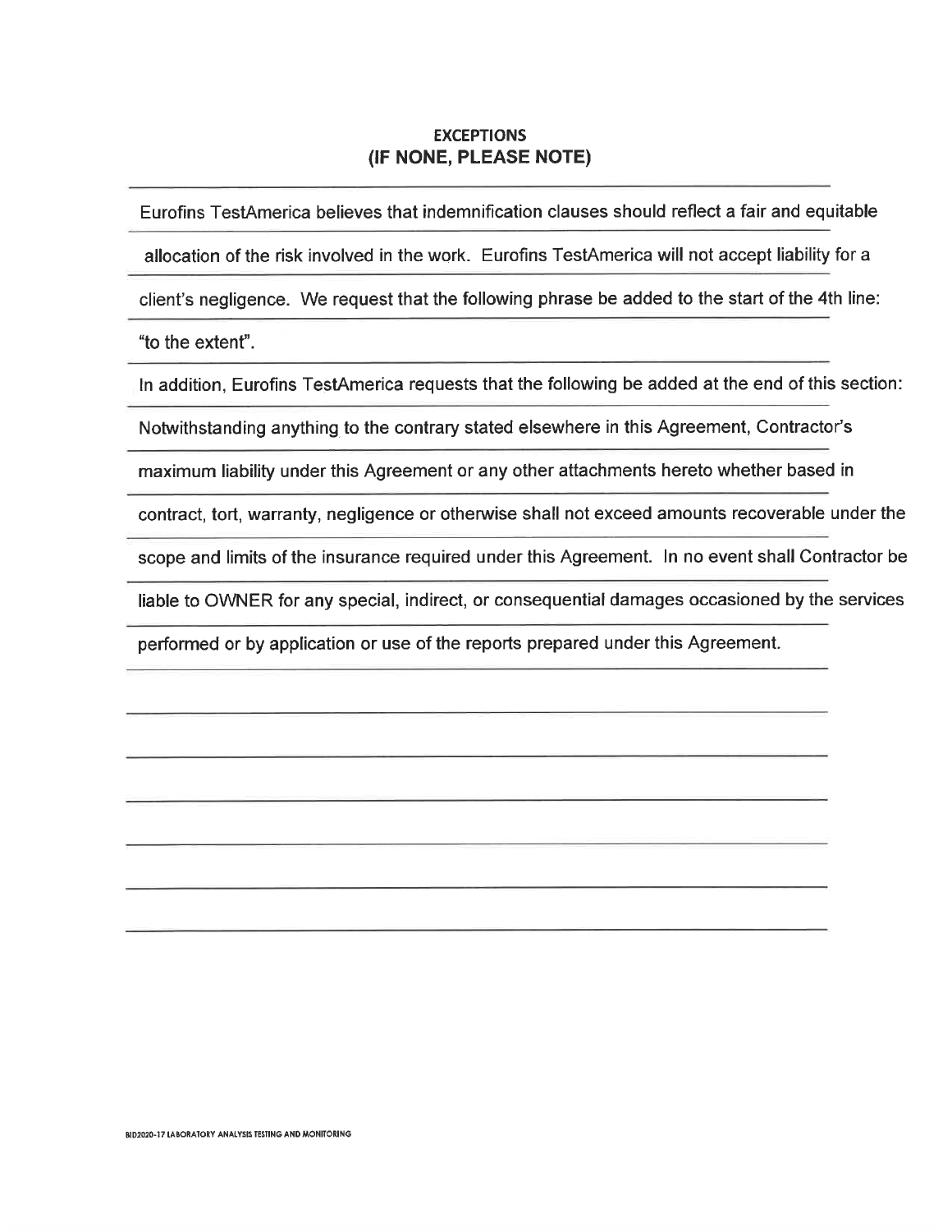# EXCEPTIONS
## (IF NONE, PLEASE NOTE)

Eurofins TestAmerica believes that indemnification clauses should reflect a fair and equitable allocation of the risk involved in the work. Eurofins TestAmerica will not accept liability for a client's negligence. We request that the following phrase be added to the start of the 4th line: "to the extent".

In addition, Eurofins TestAmerica requests that the following be added at the end of this section: Notwithstanding anything to the contrary stated elsewhere in this Agreement, Contractor's maximum liability under this Agreement or any other attachments hereto whether based in contract, tort, warranty, negligence or otherwise shall not exceed amounts recoverable under the scope and limits of the insurance required under this Agreement. In no event shall Contractor be liable to OWNER for any special, indirect, or consequential damages occasioned by the services performed or by application or use of the reports prepared under this Agreement.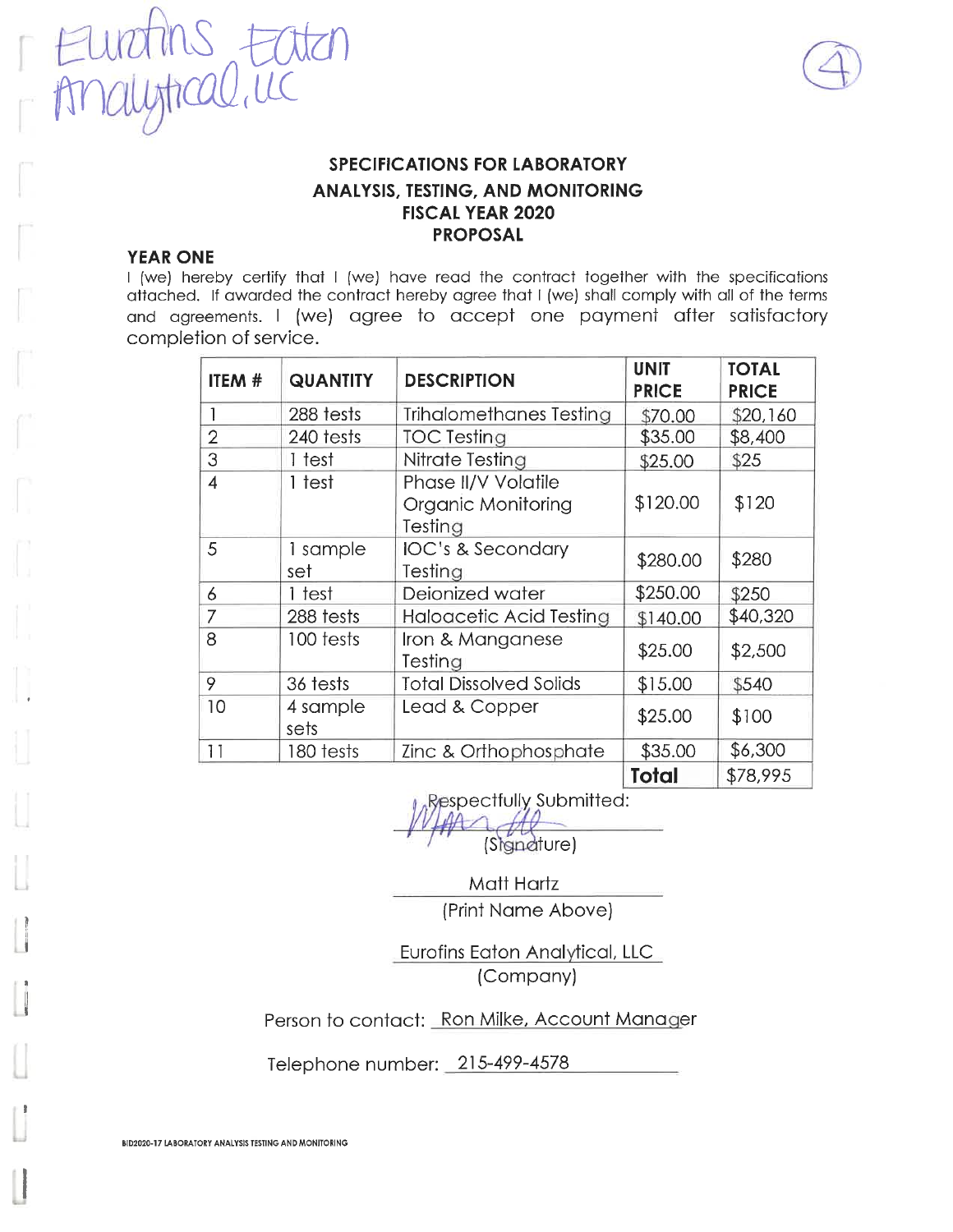Eurofins Eaton Analytical, LLC

(4)

## SPECIFICATIONS FOR LABORATORY ANALYSIS, TESTING, AND MONITORING FISCAL YEAR 2020 PROPOSAL

**YEAR ONE**

I (we) hereby certify that I (we) have read the contract together with the specifications attached. If awarded the contract hereby agree that I (we) shall comply with all of the terms and agreements. I (we) agree to accept one payment after satisfactory completion of service.

| ITEM # | QUANTITY | DESCRIPTION | UNIT PRICE | TOTAL PRICE |
|---|---|---|---|---|
| 1 | 288 tests | Trihalomethanes Testing | $70.00 | $20,160 |
| 2 | 240 tests | TOC Testing | $35.00 | $8,400 |
| 3 | 1 test | Nitrate Testing | $25.00 | $25 |
| 4 | 1 test | Phase II/V Volatile Organic Monitoring Testing | $120.00 | $120 |
| 5 | 1 sample set | IOC's & Secondary Testing | $280.00 | $280 |
| 6 | 1 test | Deionized water | $250.00 | $250 |
| 7 | 288 tests | Haloacetic Acid Testing | $140.00 | $40,320 |
| 8 | 100 tests | Iron & Manganese Testing | $25.00 | $2,500 |
| 9 | 36 tests | Total Dissolved Solids | $15.00 | $540 |
| 10 | 4 sample sets | Lead & Copper | $25.00 | $100 |
| 11 | 180 tests | Zinc & Orthophosphate | $35.00 | $6,300 |
| | | | **Total** | $78,995 |

Respectfully Submitted:

(Signature)

Matt Hartz
(Print Name Above)

Eurofins Eaton Analytical, LLC
(Company)

Person to contact: Ron Milke, Account Manager

Telephone number: 215-499-4578

BID2020-17 LABORATORY ANALYSIS TESTING AND MONITORING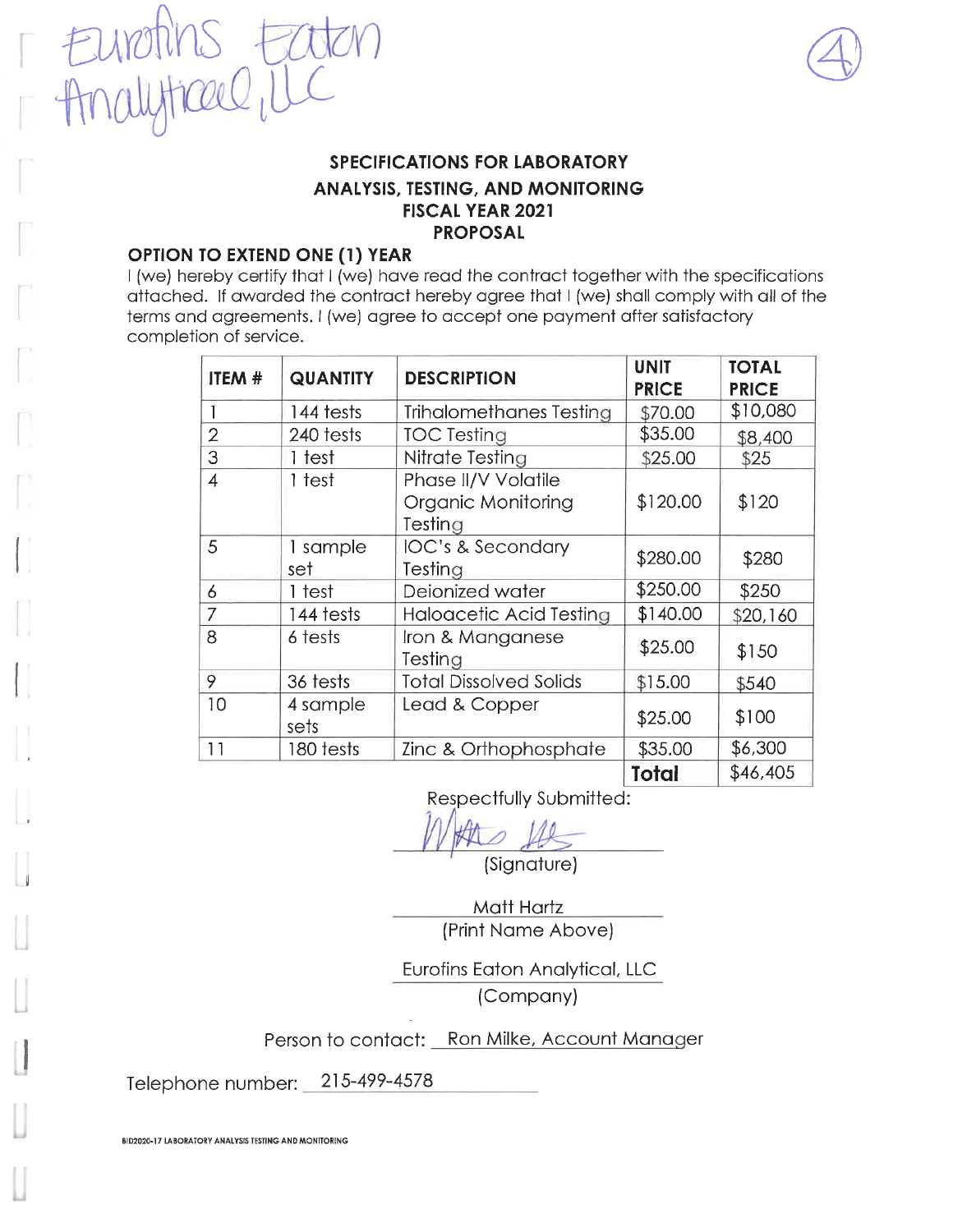Eurofins Eaton Analytical, LLC

④

**SPECIFICATIONS FOR LABORATORY ANALYSIS, TESTING, AND MONITORING FISCAL YEAR 2021 PROPOSAL**

**OPTION TO EXTEND ONE (1) YEAR**

I (we) hereby certify that I (we) have read the contract together with the specifications attached. If awarded the contract hereby agree that I (we) shall comply with all of the terms and agreements. I (we) agree to accept one payment after satisfactory completion of service.

| ITEM # | QUANTITY | DESCRIPTION | UNIT PRICE | TOTAL PRICE |
|---|---|---|---|---|
| 1 | 144 tests | Trihalomethanes Testing | $70.00 | $10,080 |
| 2 | 240 tests | TOC Testing | $35.00 | $8,400 |
| 3 | 1 test | Nitrate Testing | $25.00 | $25 |
| 4 | 1 test | Phase II/V Volatile Organic Monitoring Testing | $120.00 | $120 |
| 5 | 1 sample set | IOC's & Secondary Testing | $280.00 | $280 |
| 6 | 1 test | Deionized water | $250.00 | $250 |
| 7 | 144 tests | Haloacetic Acid Testing | $140.00 | $20,160 |
| 8 | 6 tests | Iron & Manganese Testing | $25.00 | $150 |
| 9 | 36 tests | Total Dissolved Solids | $15.00 | $540 |
| 10 | 4 sample sets | Lead & Copper | $25.00 | $100 |
| 11 | 180 tests | Zinc & Orthophosphate | $35.00 | $6,300 |
| | | | **Total** | $46,405 |

Respectfully Submitted:

(Signature)

Matt Hartz
(Print Name Above)

Eurofins Eaton Analytical, LLC
(Company)

Person to contact: Ron Milke, Account Manager

Telephone number: 215-499-4578

BID2020-17 LABORATORY ANALYSIS TESTING AND MONITORING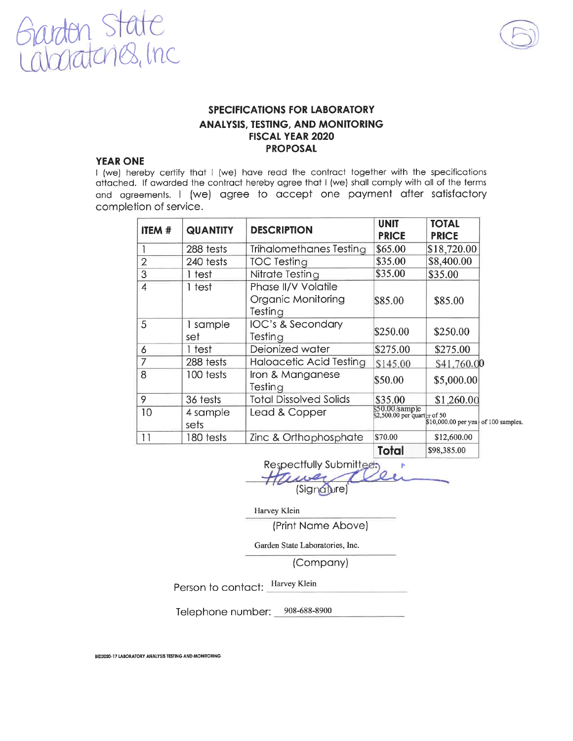Garden State Laboratories, Inc

(5)

## SPECIFICATIONS FOR LABORATORY ANALYSIS, TESTING, AND MONITORING FISCAL YEAR 2020 PROPOSAL

**YEAR ONE**

I (we) hereby certify that I (we) have read the contract together with the specifications attached. If awarded the contract hereby agree that I (we) shall comply with all of the terms and agreements. I (we) agree to accept one payment after satisfactory completion of service.

| ITEM # | QUANTITY | DESCRIPTION | UNIT PRICE | TOTAL PRICE |
|---|---|---|---|---|
| 1 | 288 tests | Trihalomethanes Testing | $65.00 | $18,720.00 |
| 2 | 240 tests | TOC Testing | $35.00 | $8,400.00 |
| 3 | 1 test | Nitrate Testing | $35.00 | $35.00 |
| 4 | 1 test | Phase II/V Volatile Organic Monitoring Testing | $85.00 | $85.00 |
| 5 | 1 sample set | IOC's & Secondary Testing | $250.00 | $250.00 |
| 6 | 1 test | Deionized water | $275.00 | $275.00 |
| 7 | 288 tests | Haloacetic Acid Testing | $145.00 | $41,760.00 |
| 8 | 100 tests | Iron & Manganese Testing | $50.00 | $5,000.00 |
| 9 | 36 tests | Total Dissolved Solids | $35.00 | $1,260.00 |
| 10 | 4 sample sets | Lead & Copper | $50.00/sample $2,500.00 per quarter of 50 | $10,000.00 per year of 100 samples. |
| 11 | 180 tests | Zinc & Orthophosphate | $70.00 | $12,600.00 |
| | | | **Total** | $98,385.00 |

Respectfully Submitted:

Harvey Klein
(Signature)

Harvey Klein
(Print Name Above)

Garden State Laboratories, Inc.
(Company)

Person to contact: Harvey Klein

Telephone number: 908-688-8900

BID2020-17 LABORATORY ANALYSIS TESTING AND MONITORING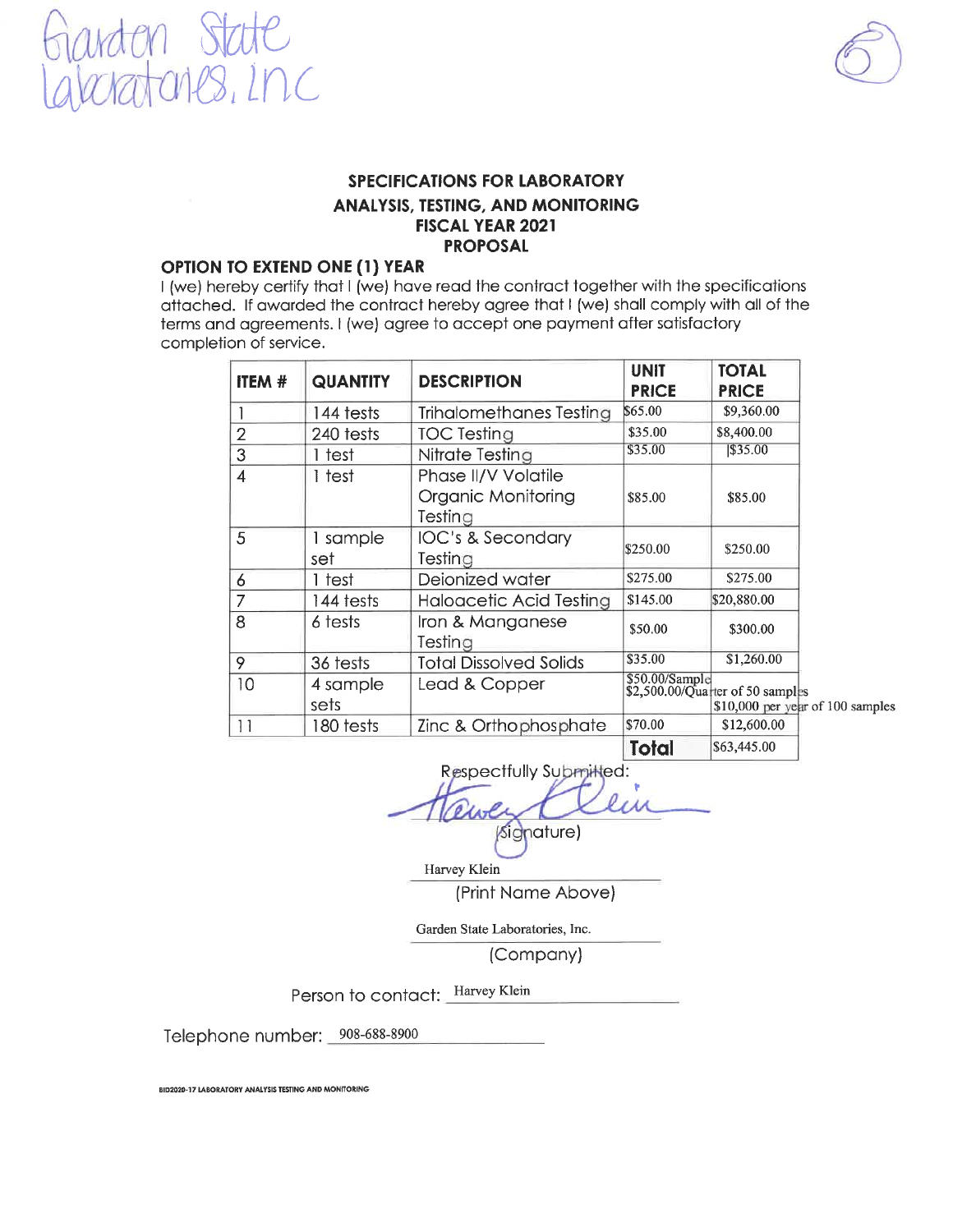Garden State Laboratories, Inc

6

**SPECIFICATIONS FOR LABORATORY ANALYSIS, TESTING, AND MONITORING FISCAL YEAR 2021 PROPOSAL**

**OPTION TO EXTEND ONE (1) YEAR**

I (we) hereby certify that I (we) have read the contract together with the specifications attached. If awarded the contract hereby agree that I (we) shall comply with all of the terms and agreements. I (we) agree to accept one payment after satisfactory completion of service.

| ITEM # | QUANTITY | DESCRIPTION | UNIT PRICE | TOTAL PRICE |
|---|---|---|---|---|
| 1 | 144 tests | Trihalomethanes Testing | $65.00 | $9,360.00 |
| 2 | 240 tests | TOC Testing | $35.00 | $8,400.00 |
| 3 | 1 test | Nitrate Testing | $35.00 | $35.00 |
| 4 | 1 test | Phase II/V Volatile Organic Monitoring Testing | $85.00 | $85.00 |
| 5 | 1 sample set | IOC's & Secondary Testing | $250.00 | $250.00 |
| 6 | 1 test | Deionized water | $275.00 | $275.00 |
| 7 | 144 tests | Haloacetic Acid Testing | $145.00 | $20,880.00 |
| 8 | 6 tests | Iron & Manganese Testing | $50.00 | $300.00 |
| 9 | 36 tests | Total Dissolved Solids | $35.00 | $1,260.00 |
| 10 | 4 sample sets | Lead & Copper | $50.00/Sample $2,500.00/Quarter of 50 samples | $10,000 per year of 100 samples |
| 11 | 180 tests | Zinc & Orthophosphate | $70.00 | $12,600.00 |
| | | | **Total** | $63,445.00 |

Respectfully Submitted:

Harvey Klein
(Signature)

Harvey Klein
(Print Name Above)

Garden State Laboratories, Inc.
(Company)

Person to contact: Harvey Klein

Telephone number: 908-688-8900

BID2020-17 LABORATORY ANALYSIS TESTING AND MONITORING